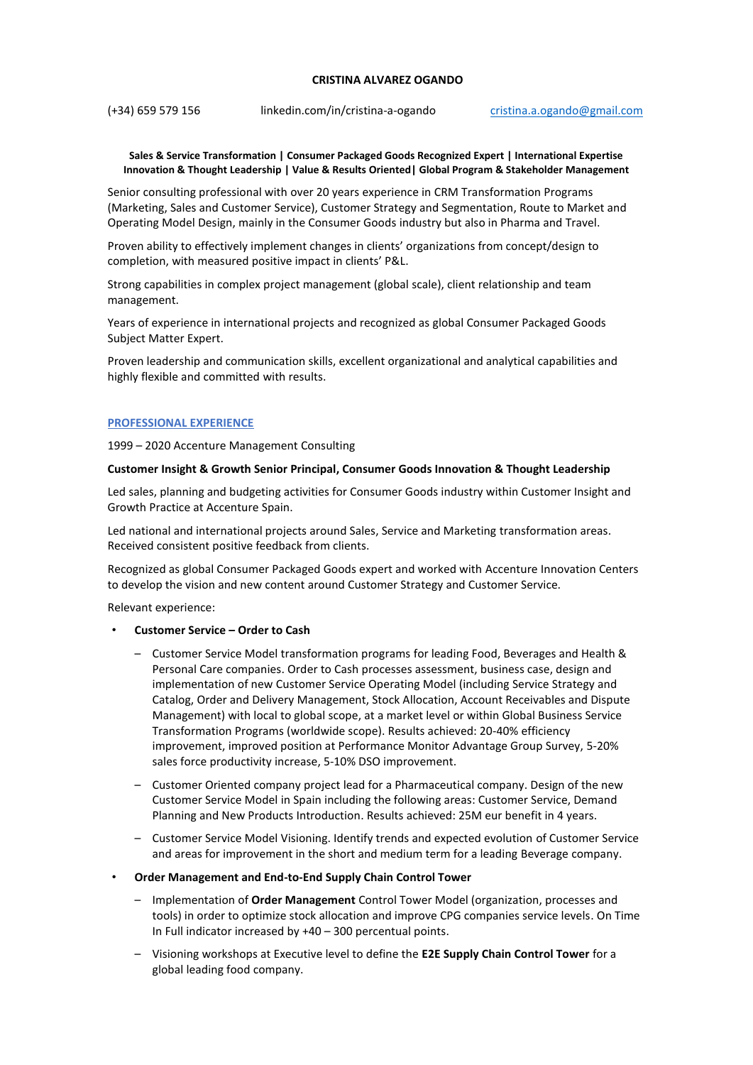# CRISTINA ALVAREZ OGANDO

(+34) 659 579 156 | linkedin.com/in/cristina-a-ogando | cristina.a.ogando@gmail.com

**Sales & Service Transformation | Consumer Packaged Goods Recognized Expert | International Expertise Innovation & Thought Leadership | Value & Results Oriented| Global Program & Stakeholder Management**

Senior consulting professional with over 20 years experience in CRM Transformation Programs (Marketing, Sales and Customer Service), Customer Strategy and Segmentation, Route to Market and Operating Model Design, mainly in the Consumer Goods industry but also in Pharma and Travel.

Proven ability to effectively implement changes in clients' organizations from concept/design to completion, with measured positive impact in clients' P&L.

Strong capabilities in complex project management (global scale), client relationship and team management.

Years of experience in international projects and recognized as global Consumer Packaged Goods Subject Matter Expert.

Proven leadership and communication skills, excellent organizational and analytical capabilities and highly flexible and committed with results.

## PROFESSIONAL EXPERIENCE

1999 – 2020 Accenture Management Consulting

**Customer Insight & Growth Senior Principal, Consumer Goods Innovation & Thought Leadership**

Led sales, planning and budgeting activities for Consumer Goods industry within Customer Insight and Growth Practice at Accenture Spain.

Led national and international projects around Sales, Service and Marketing transformation areas. Received consistent positive feedback from clients.

Recognized as global Consumer Packaged Goods expert and worked with Accenture Innovation Centers to develop the vision and new content around Customer Strategy and Customer Service.

Relevant experience:

- **Customer Service – Order to Cash**
  - Customer Service Model transformation programs for leading Food, Beverages and Health & Personal Care companies. Order to Cash processes assessment, business case, design and implementation of new Customer Service Operating Model (including Service Strategy and Catalog, Order and Delivery Management, Stock Allocation, Account Receivables and Dispute Management) with local to global scope, at a market level or within Global Business Service Transformation Programs (worldwide scope). Results achieved: 20-40% efficiency improvement, improved position at Performance Monitor Advantage Group Survey, 5-20% sales force productivity increase, 5-10% DSO improvement.
  - Customer Oriented company project lead for a Pharmaceutical company. Design of the new Customer Service Model in Spain including the following areas: Customer Service, Demand Planning and New Products Introduction. Results achieved: 25M eur benefit in 4 years.
  - Customer Service Model Visioning. Identify trends and expected evolution of Customer Service and areas for improvement in the short and medium term for a leading Beverage company.
- **Order Management and End-to-End Supply Chain Control Tower**
  - Implementation of **Order Management** Control Tower Model (organization, processes and tools) in order to optimize stock allocation and improve CPG companies service levels. On Time In Full indicator increased by +40 – 300 percentual points.
  - Visioning workshops at Executive level to define the **E2E Supply Chain Control Tower** for a global leading food company.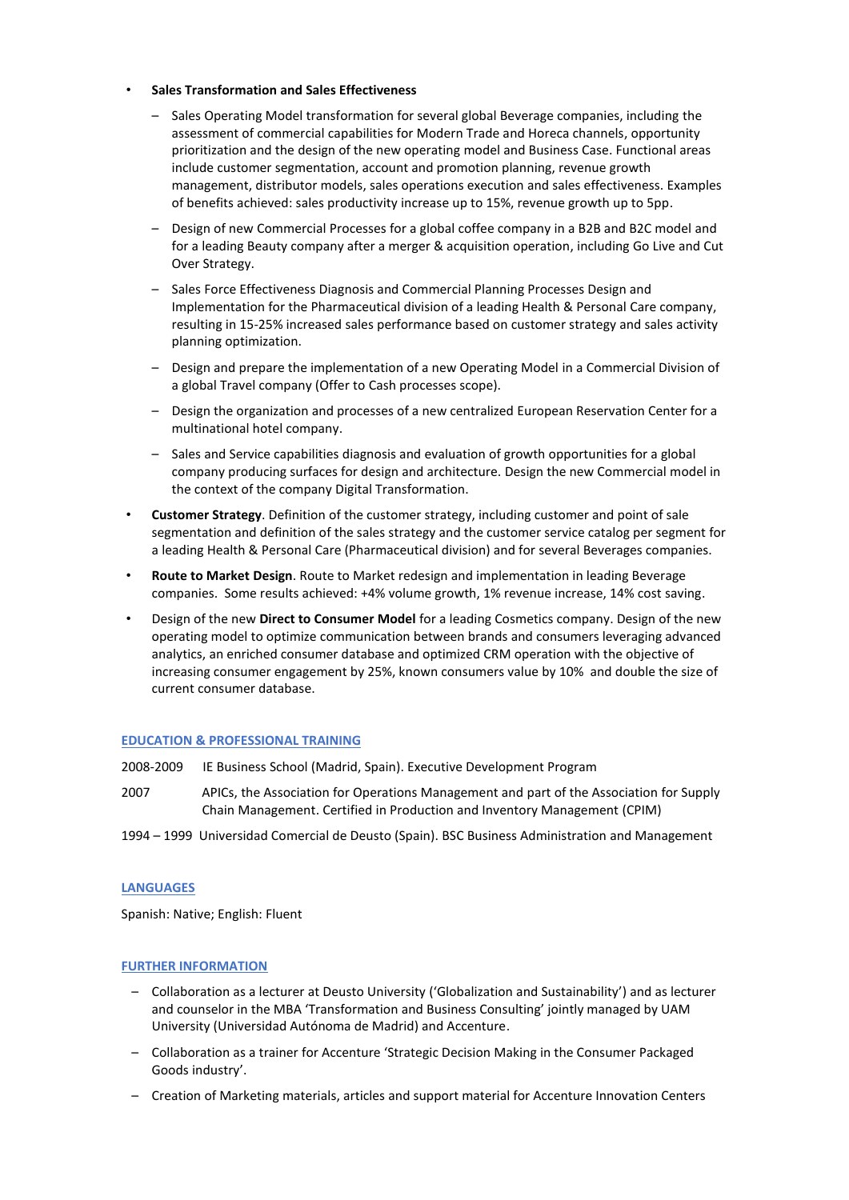- **Sales Transformation and Sales Effectiveness**
  - Sales Operating Model transformation for several global Beverage companies, including the assessment of commercial capabilities for Modern Trade and Horeca channels, opportunity prioritization and the design of the new operating model and Business Case. Functional areas include customer segmentation, account and promotion planning, revenue growth management, distributor models, sales operations execution and sales effectiveness. Examples of benefits achieved: sales productivity increase up to 15%, revenue growth up to 5pp.
  - Design of new Commercial Processes for a global coffee company in a B2B and B2C model and for a leading Beauty company after a merger & acquisition operation, including Go Live and Cut Over Strategy.
  - Sales Force Effectiveness Diagnosis and Commercial Planning Processes Design and Implementation for the Pharmaceutical division of a leading Health & Personal Care company, resulting in 15-25% increased sales performance based on customer strategy and sales activity planning optimization.
  - Design and prepare the implementation of a new Operating Model in a Commercial Division of a global Travel company (Offer to Cash processes scope).
  - Design the organization and processes of a new centralized European Reservation Center for a multinational hotel company.
  - Sales and Service capabilities diagnosis and evaluation of growth opportunities for a global company producing surfaces for design and architecture. Design the new Commercial model in the context of the company Digital Transformation.
- **Customer Strategy**. Definition of the customer strategy, including customer and point of sale segmentation and definition of the sales strategy and the customer service catalog per segment for a leading Health & Personal Care (Pharmaceutical division) and for several Beverages companies.
- **Route to Market Design**. Route to Market redesign and implementation in leading Beverage companies. Some results achieved: +4% volume growth, 1% revenue increase, 14% cost saving.
- Design of the new **Direct to Consumer Model** for a leading Cosmetics company. Design of the new operating model to optimize communication between brands and consumers leveraging advanced analytics, an enriched consumer database and optimized CRM operation with the objective of increasing consumer engagement by 25%, known consumers value by 10% and double the size of current consumer database.

## EDUCATION & PROFESSIONAL TRAINING

2008-2009 IE Business School (Madrid, Spain). Executive Development Program

2007 APICs, the Association for Operations Management and part of the Association for Supply Chain Management. Certified in Production and Inventory Management (CPIM)

1994 – 1999 Universidad Comercial de Deusto (Spain). BSC Business Administration and Management

## LANGUAGES

Spanish: Native; English: Fluent

## FURTHER INFORMATION

- Collaboration as a lecturer at Deusto University ('Globalization and Sustainability') and as lecturer and counselor in the MBA 'Transformation and Business Consulting' jointly managed by UAM University (Universidad Autónoma de Madrid) and Accenture.
- Collaboration as a trainer for Accenture 'Strategic Decision Making in the Consumer Packaged Goods industry'.
- Creation of Marketing materials, articles and support material for Accenture Innovation Centers